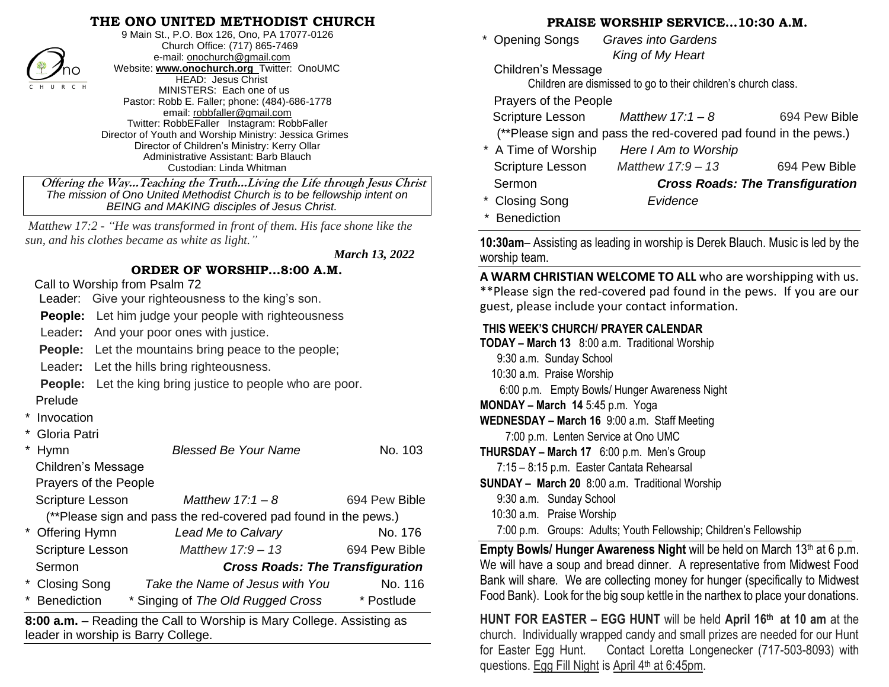# THE ONO UNITED METHODIST CHURCH

9 Main St., P.O. Box 126, Ono, PA 17077-0126
Church Office: (717) 865-7469
e-mail: onochurch@gmail.com
Website: **www.onochurch.org** Twitter: OnoUMC
HEAD: Jesus Christ
MINISTERS: Each one of us
Pastor: Robb E. Faller; phone: (484)-686-1778
email: robbfaller@gmail.com
Twitter: RobbEFaller Instagram: RobbFaller
Director of Youth and Worship Ministry: Jessica Grimes
Director of Children's Ministry: Kerry Ollar
Administrative Assistant: Barb Blauch
Custodian: Linda Whitman

***Offering the Way…Teaching the Truth…Living the Life through Jesus Christ***
*The mission of Ono United Methodist Church is to be fellowship intent on BEING and MAKING disciples of Jesus Christ.*

*Matthew 17:2 - "He was transformed in front of them. His face shone like the sun, and his clothes became as white as light."*

***March 13, 2022***

## ORDER OF WORSHIP…8:00 A.M.

Call to Worship from Psalm 72

Leader: Give your righteousness to the king's son.
**People:** Let him judge your people with righteousness
Leader**:** And your poor ones with justice.
**People:** Let the mountains bring peace to the people;
Leader**:** Let the hills bring righteousness.
**People:** Let the king bring justice to people who are poor.

Prelude
* Invocation
* Gloria Patri
* Hymn — *Blessed Be Your Name* — No. 103

Children's Message
Prayers of the People
Scripture Lesson — *Matthew 17:1 – 8* — 694 Pew Bible
(**Please sign and pass the red-covered pad found in the pews.)
* Offering Hymn — *Lead Me to Calvary* — No. 176

Scripture Lesson — *Matthew 17:9 – 13* — 694 Pew Bible
Sermon — ***Cross Roads: The Transfiguration***
* Closing Song — *Take the Name of Jesus with You* — No. 116
* Benediction — * Singing of *The Old Rugged Cross* — * Postlude

**8:00 a.m.** – Reading the Call to Worship is Mary College. Assisting as leader in worship is Barry College.

## PRAISE WORSHIP SERVICE…10:30 A.M.

* Opening Songs — *Graves into Gardens*, *King of My Heart*

Children's Message
Children are dismissed to go to their children's church class.
Prayers of the People
Scripture Lesson — *Matthew 17:1 – 8* — 694 Pew Bible
(**Please sign and pass the red-covered pad found in the pews.)
* A Time of Worship — *Here I Am to Worship*

Scripture Lesson — *Matthew 17:9 – 13* — 694 Pew Bible
Sermon — ***Cross Roads: The Transfiguration***
* Closing Song — *Evidence*
* Benediction

**10:30am**– Assisting as leading in worship is Derek Blauch. Music is led by the worship team.

**A WARM CHRISTIAN WELCOME TO ALL** who are worshipping with us. **Please sign the red-covered pad found in the pews. If you are our guest, please include your contact information.

### THIS WEEK'S CHURCH/ PRAYER CALENDAR

**TODAY – March 13** 8:00 a.m. Traditional Worship
9:30 a.m. Sunday School
10:30 a.m. Praise Worship
6:00 p.m. Empty Bowls/ Hunger Awareness Night
**MONDAY – March 14** 5:45 p.m. Yoga
**WEDNESDAY – March 16** 9:00 a.m. Staff Meeting
7:00 p.m. Lenten Service at Ono UMC
**THURSDAY – March 17** 6:00 p.m. Men's Group
7:15 – 8:15 p.m. Easter Cantata Rehearsal
**SUNDAY – March 20** 8:00 a.m. Traditional Worship
9:30 a.m. Sunday School
10:30 a.m. Praise Worship
7:00 p.m. Groups: Adults; Youth Fellowship; Children's Fellowship

**Empty Bowls/ Hunger Awareness Night** will be held on March 13th at 6 p.m. We will have a soup and bread dinner. A representative from Midwest Food Bank will share. We are collecting money for hunger (specifically to Midwest Food Bank). Look for the big soup kettle in the narthex to place your donations.

**HUNT FOR EASTER – EGG HUNT** will be held **April 16th at 10 am** at the church. Individually wrapped candy and small prizes are needed for our Hunt for Easter Egg Hunt. Contact Loretta Longenecker (717-503-8093) with questions. Egg Fill Night is April 4th at 6:45pm.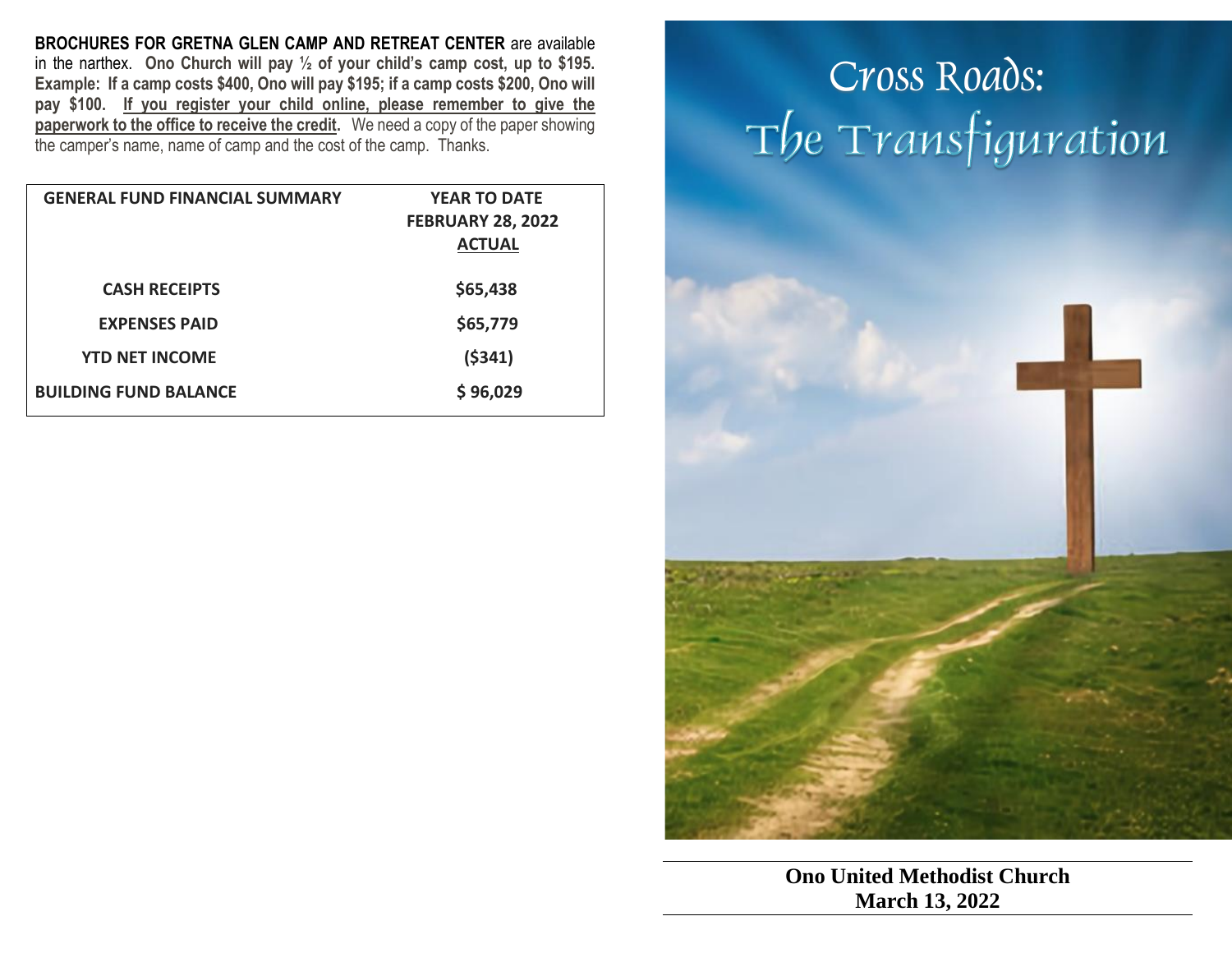**BROCHURES FOR GRETNA GLEN CAMP AND RETREAT CENTER** are available in the narthex. **Ono Church will pay ½ of your child's camp cost, up to $195. Example: If a camp costs $400, Ono will pay $195; if a camp costs $200, Ono will pay $100. If you register your child online, please remember to give the paperwork to the office to receive the credit.** We need a copy of the paper showing the camper's name, name of camp and the cost of the camp. Thanks.

| GENERAL FUND FINANCIAL SUMMARY | YEAR TO DATE FEBRUARY 28, 2022 ACTUAL |
|---|---|
| CASH RECEIPTS | $65,438 |
| EXPENSES PAID | $65,779 |
| YTD NET INCOME | ($341) |
| BUILDING FUND BALANCE | $ 96,029 |

# Cross Roads: The Transfiguration

**Ono United Methodist Church**
**March 13, 2022**